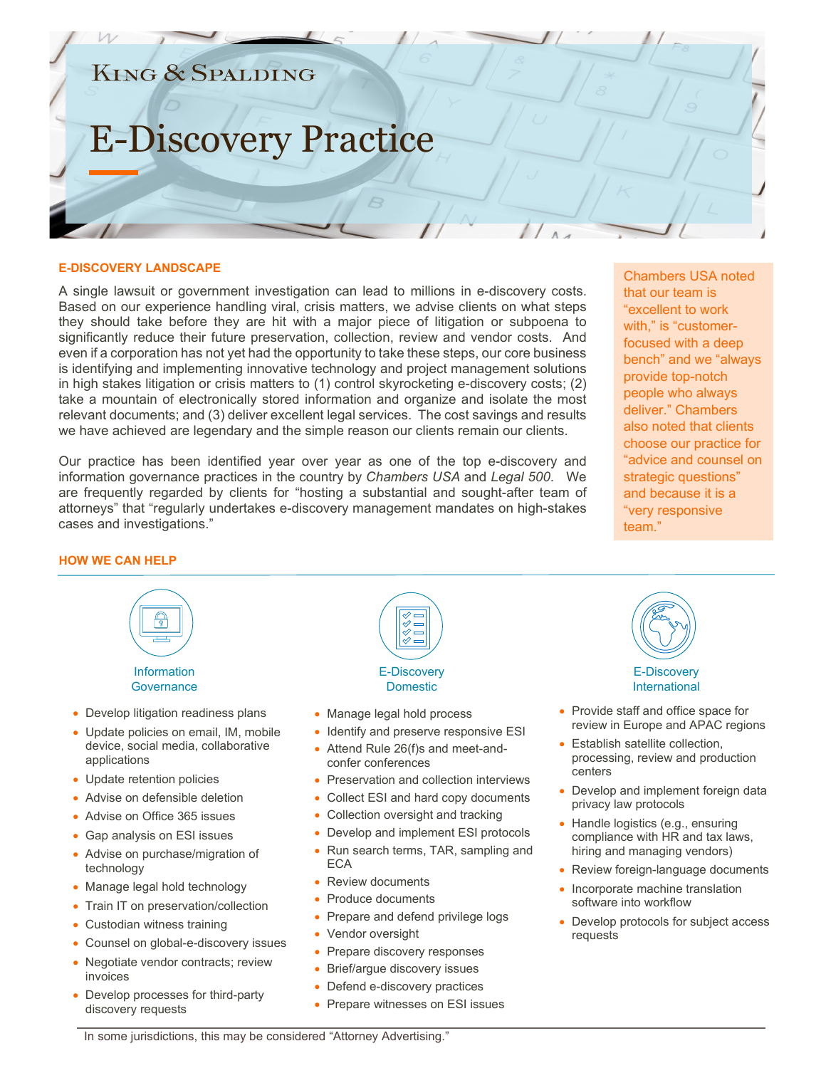King & Spalding

# E-Discovery Practice

## E-DISCOVERY LANDSCAPE

A single lawsuit or government investigation can lead to millions in e-discovery costs. Based on our experience handling viral, crisis matters, we advise clients on what steps they should take before they are hit with a major piece of litigation or subpoena to significantly reduce their future preservation, collection, review and vendor costs. And even if a corporation has not yet had the opportunity to take these steps, our core business is identifying and implementing innovative technology and project management solutions in high stakes litigation or crisis matters to (1) control skyrocketing e-discovery costs; (2) take a mountain of electronically stored information and organize and isolate the most relevant documents; and (3) deliver excellent legal services. The cost savings and results we have achieved are legendary and the simple reason our clients remain our clients.

Our practice has been identified year over year as one of the top e-discovery and information governance practices in the country by *Chambers USA* and *Legal 500*. We are frequently regarded by clients for "hosting a substantial and sought-after team of attorneys" that "regularly undertakes e-discovery management mandates on high-stakes cases and investigations."

Chambers USA noted that our team is "excellent to work with," is "customer-focused with a deep bench" and we "always provide top-notch people who always deliver." Chambers also noted that clients choose our practice for "advice and counsel on strategic questions" and because it is a "very responsive team."

## HOW WE CAN HELP

### Information Governance

- Develop litigation readiness plans
- Update policies on email, IM, mobile device, social media, collaborative applications
- Update retention policies
- Advise on defensible deletion
- Advise on Office 365 issues
- Gap analysis on ESI issues
- Advise on purchase/migration of technology
- Manage legal hold technology
- Train IT on preservation/collection
- Custodian witness training
- Counsel on global-e-discovery issues
- Negotiate vendor contracts; review invoices
- Develop processes for third-party discovery requests

### E-Discovery Domestic

- Manage legal hold process
- Identify and preserve responsive ESI
- Attend Rule 26(f)s and meet-and-confer conferences
- Preservation and collection interviews
- Collect ESI and hard copy documents
- Collection oversight and tracking
- Develop and implement ESI protocols
- Run search terms, TAR, sampling and ECA
- Review documents
- Produce documents
- Prepare and defend privilege logs
- Vendor oversight
- Prepare discovery responses
- Brief/argue discovery issues
- Defend e-discovery practices
- Prepare witnesses on ESI issues

### E-Discovery International

- Provide staff and office space for review in Europe and APAC regions
- Establish satellite collection, processing, review and production centers
- Develop and implement foreign data privacy law protocols
- Handle logistics (e.g., ensuring compliance with HR and tax laws, hiring and managing vendors)
- Review foreign-language documents
- Incorporate machine translation software into workflow
- Develop protocols for subject access requests

In some jurisdictions, this may be considered "Attorney Advertising."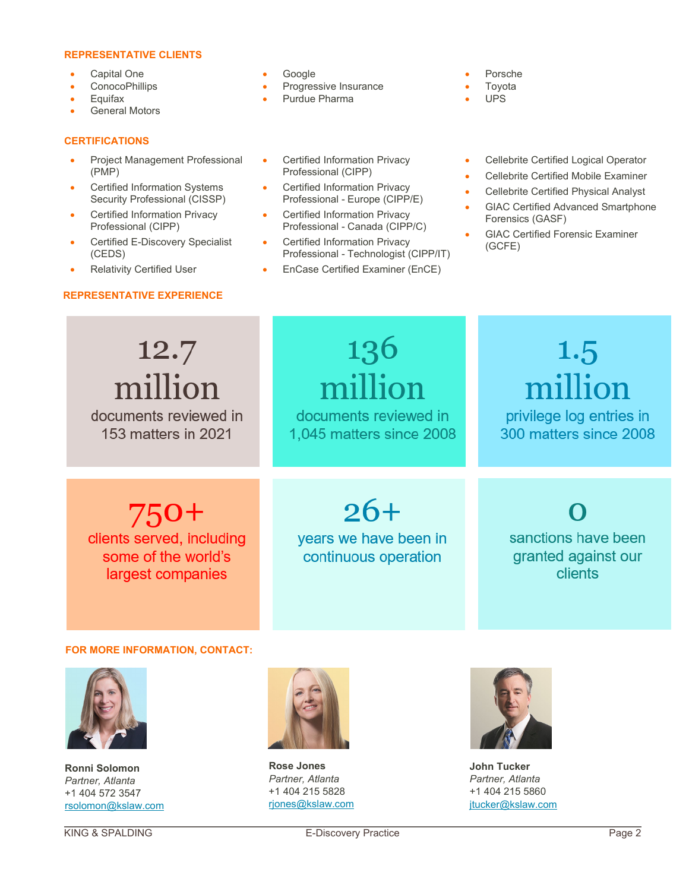### REPRESENTATIVE CLIENTS

- Capital One
- ConocoPhillips
- Equifax
- General Motors
- Google
- Progressive Insurance
- Purdue Pharma
- Porsche
- Toyota
- UPS

### CERTIFICATIONS

- Project Management Professional (PMP)
- Certified Information Systems Security Professional (CISSP)
- Certified Information Privacy Professional (CIPP)
- Certified E-Discovery Specialist (CEDS)
- Relativity Certified User
- Certified Information Privacy Professional (CIPP)
- Certified Information Privacy Professional - Europe (CIPP/E)
- Certified Information Privacy Professional - Canada (CIPP/C)
- Certified Information Privacy Professional - Technologist (CIPP/IT)
- EnCase Certified Examiner (EnCE)
- Cellebrite Certified Logical Operator
- Cellebrite Certified Mobile Examiner
- Cellebrite Certified Physical Analyst
- GIAC Certified Advanced Smartphone Forensics (GASF)
- GIAC Certified Forensic Examiner (GCFE)

### REPRESENTATIVE EXPERIENCE

**12.7 million**
documents reviewed in 153 matters in 2021

**136 million**
documents reviewed in 1,045 matters since 2008

**1.5 million**
privilege log entries in 300 matters since 2008

**750+**
clients served, including some of the world's largest companies

**26+**
years we have been in continuous operation

**0**
sanctions have been granted against our clients

### FOR MORE INFORMATION, CONTACT:

**Ronni Solomon**
*Partner, Atlanta*
+1 404 572 3547
rsolomon@kslaw.com

**Rose Jones**
*Partner, Atlanta*
+1 404 215 5828
rjones@kslaw.com

**John Tucker**
*Partner, Atlanta*
+1 404 215 5860
jtucker@kslaw.com